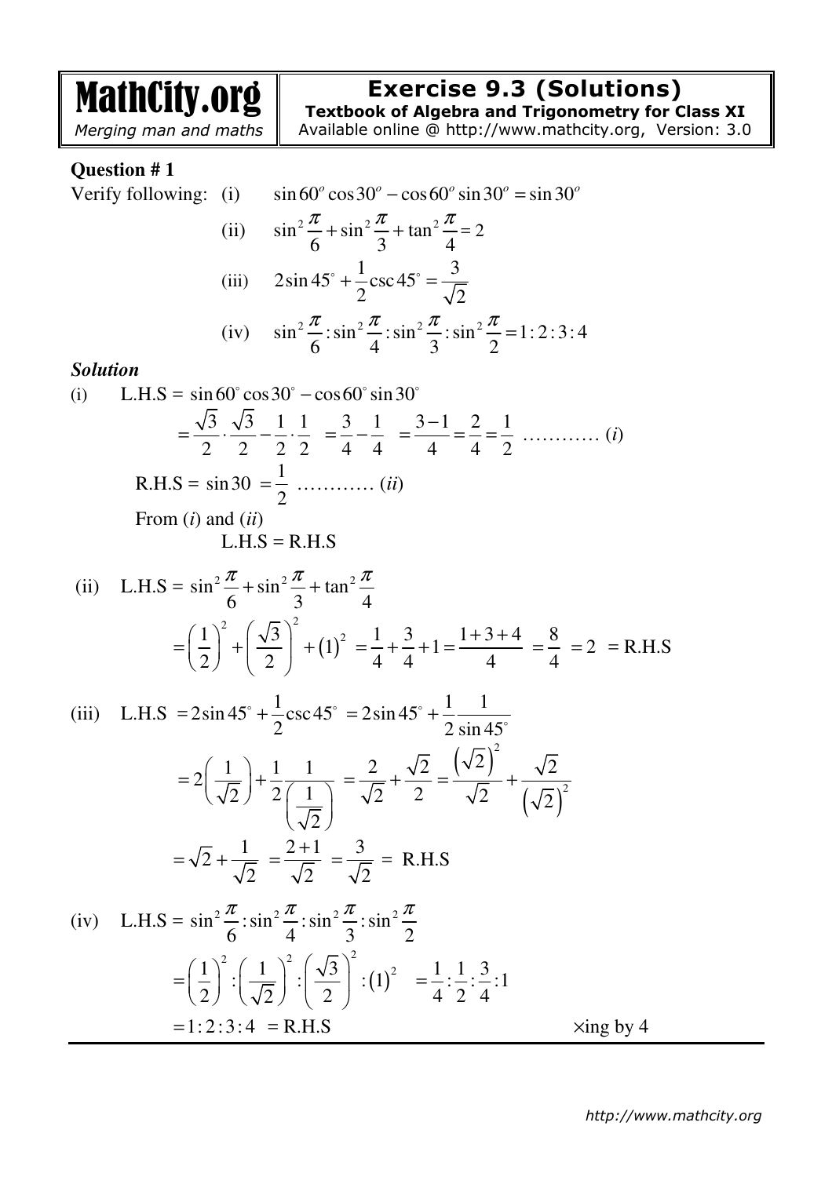# MathCity.org
*Merging man and maths*

## Exercise 9.3 (Solutions)

**Textbook of Algebra and Trigonometry for Class XI**

Available online @ http://www.mathcity.org, Version: 3.0

### Question # 1

Verify following:

(i) $\sin 60^o \cos 30^o - \cos 60^o \sin 30^o = \sin 30^o$

(ii) $\sin^2\dfrac{\pi}{6} + \sin^2\dfrac{\pi}{3} + \tan^2\dfrac{\pi}{4} = 2$

(iii) $2\sin 45^\circ + \dfrac{1}{2}\csc 45^\circ = \dfrac{3}{\sqrt{2}}$

(iv) $\sin^2\dfrac{\pi}{6} : \sin^2\dfrac{\pi}{4} : \sin^2\dfrac{\pi}{3} : \sin^2\dfrac{\pi}{2} = 1:2:3:4$

### *Solution*

(i) L.H.S = $\sin 60^\circ \cos 30^\circ - \cos 60^\circ \sin 30^\circ$

$$= \frac{\sqrt{3}}{2}\cdot\frac{\sqrt{3}}{2} - \frac{1}{2}\cdot\frac{1}{2} = \frac{3}{4} - \frac{1}{4} = \frac{3-1}{4} = \frac{2}{4} = \frac{1}{2} \quad \ldots\ldots\ldots\ldots (i)$$

R.H.S = $\sin 30 = \dfrac{1}{2}$ ………… $(ii)$

From $(i)$ and $(ii)$

L.H.S = R.H.S

(ii) L.H.S = $\sin^2\dfrac{\pi}{6} + \sin^2\dfrac{\pi}{3} + \tan^2\dfrac{\pi}{4}$

$$= \left(\frac{1}{2}\right)^2 + \left(\frac{\sqrt{3}}{2}\right)^2 + (1)^2 = \frac{1}{4} + \frac{3}{4} + 1 = \frac{1+3+4}{4} = \frac{8}{4} = 2 = \text{R.H.S}$$

(iii) L.H.S $= 2\sin 45^\circ + \dfrac{1}{2}\csc 45^\circ = 2\sin 45^\circ + \dfrac{1}{2}\dfrac{1}{\sin 45^\circ}$

$$= 2\left(\frac{1}{\sqrt{2}}\right) + \frac{1}{2}\frac{1}{\left(\frac{1}{\sqrt{2}}\right)} = \frac{2}{\sqrt{2}} + \frac{\sqrt{2}}{2} = \frac{\left(\sqrt{2}\right)^2}{\sqrt{2}} + \frac{\sqrt{2}}{\left(\sqrt{2}\right)^2}$$

$$= \sqrt{2} + \frac{1}{\sqrt{2}} = \frac{2+1}{\sqrt{2}} = \frac{3}{\sqrt{2}} = \text{R.H.S}$$

(iv) L.H.S = $\sin^2\dfrac{\pi}{6} : \sin^2\dfrac{\pi}{4} : \sin^2\dfrac{\pi}{3} : \sin^2\dfrac{\pi}{2}$

$$= \left(\frac{1}{2}\right)^2 : \left(\frac{1}{\sqrt{2}}\right)^2 : \left(\frac{\sqrt{3}}{2}\right)^2 : (1)^2 = \frac{1}{4} : \frac{1}{2} : \frac{3}{4} : 1$$

$= 1:2:3:4 =$ R.H.S $\qquad \times$ing by 4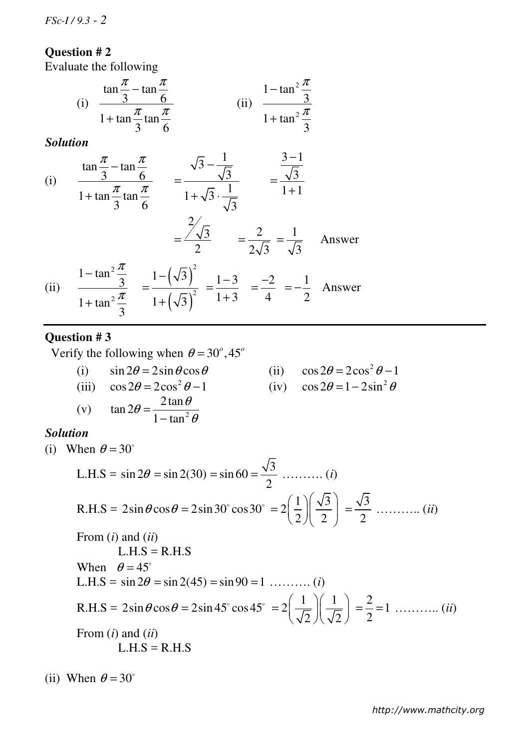**Question # 2**

Evaluate the following

(i) $\dfrac{\tan\frac{\pi}{3}-\tan\frac{\pi}{6}}{1+\tan\frac{\pi}{3}\tan\frac{\pi}{6}}$ (ii) $\dfrac{1-\tan^2\frac{\pi}{3}}{1+\tan^2\frac{\pi}{3}}$

***Solution***

(i) $\dfrac{\tan\frac{\pi}{3}-\tan\frac{\pi}{6}}{1+\tan\frac{\pi}{3}\tan\frac{\pi}{6}} = \dfrac{\sqrt{3}-\frac{1}{\sqrt{3}}}{1+\sqrt{3}\cdot\frac{1}{\sqrt{3}}} = \dfrac{\frac{3-1}{\sqrt{3}}}{1+1}$

$$= \frac{2/\sqrt{3}}{2} = \frac{2}{2\sqrt{3}} = \frac{1}{\sqrt{3}} \quad \text{Answer}$$

(ii) $\dfrac{1-\tan^2\frac{\pi}{3}}{1+\tan^2\frac{\pi}{3}} = \dfrac{1-\left(\sqrt{3}\right)^2}{1+\left(\sqrt{3}\right)^2} = \dfrac{1-3}{1+3} = \dfrac{-2}{4} = -\dfrac{1}{2}$ Answer

---

**Question # 3**

Verify the following when $\theta = 30^o, 45^o$

(i) $\sin 2\theta = 2\sin\theta\cos\theta$ (ii) $\cos 2\theta = 2\cos^2\theta - 1$

(iii) $\cos 2\theta = 2\cos^2\theta - 1$ (iv) $\cos 2\theta = 1-2\sin^2\theta$

(v) $\tan 2\theta = \dfrac{2\tan\theta}{1-\tan^2\theta}$

***Solution***

(i) When $\theta = 30^\circ$

L.H.S = $\sin 2\theta = \sin 2(30) = \sin 60 = \dfrac{\sqrt{3}}{2}$ ………. ($i$)

R.H.S = $2\sin\theta\cos\theta = 2\sin 30^\circ\cos 30^\circ = 2\left(\dfrac{1}{2}\right)\left(\dfrac{\sqrt{3}}{2}\right) = \dfrac{\sqrt{3}}{2}$ ……….. ($ii$)

From ($i$) and ($ii$)

L.H.S = R.H.S

When $\theta = 45^\circ$

L.H.S = $\sin 2\theta = \sin 2(45) = \sin 90 = 1$ ………. ($i$)

R.H.S = $2\sin\theta\cos\theta = 2\sin 45^\circ\cos 45^\circ = 2\left(\dfrac{1}{\sqrt{2}}\right)\left(\dfrac{1}{\sqrt{2}}\right) = \dfrac{2}{2} = 1$ ……….. ($ii$)

From ($i$) and ($ii$)

L.H.S = R.H.S

(ii) When $\theta = 30^\circ$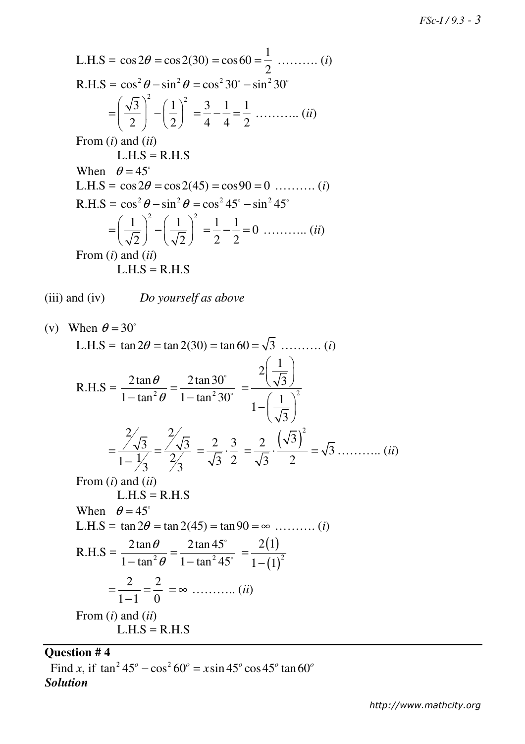L.H.S = $\cos 2\theta = \cos 2(30) = \cos 60 = \dfrac{1}{2}$ ………. $(i)$

R.H.S = $\cos^2\theta - \sin^2\theta = \cos^2 30^\circ - \sin^2 30^\circ$

$= \left(\dfrac{\sqrt{3}}{2}\right)^2 - \left(\dfrac{1}{2}\right)^2 = \dfrac{3}{4} - \dfrac{1}{4} = \dfrac{1}{2}$ ……….. $(ii)$

From $(i)$ and $(ii)$

L.H.S = R.H.S

When $\theta = 45^\circ$

L.H.S = $\cos 2\theta = \cos 2(45) = \cos 90 = 0$ ………. $(i)$

R.H.S = $\cos^2\theta - \sin^2\theta = \cos^2 45^\circ - \sin^2 45^\circ$

$= \left(\dfrac{1}{\sqrt{2}}\right)^2 - \left(\dfrac{1}{\sqrt{2}}\right)^2 = \dfrac{1}{2} - \dfrac{1}{2} = 0$ ……….. $(ii)$

From $(i)$ and $(ii)$

L.H.S = R.H.S

(iii) and (iv) *Do yourself as above*

(v) When $\theta = 30^\circ$

L.H.S = $\tan 2\theta = \tan 2(30) = \tan 60 = \sqrt{3}$ ………. $(i)$

R.H.S = $\dfrac{2\tan\theta}{1-\tan^2\theta} = \dfrac{2\tan 30^\circ}{1-\tan^2 30^\circ} = \dfrac{2\left(\dfrac{1}{\sqrt{3}}\right)}{1-\left(\dfrac{1}{\sqrt{3}}\right)^2}$

$= \dfrac{2/\sqrt{3}}{1-1/3} = \dfrac{2/\sqrt{3}}{2/3} = \dfrac{2}{\sqrt{3}} \cdot \dfrac{3}{2} = \dfrac{2}{\sqrt{3}} \cdot \dfrac{\left(\sqrt{3}\right)^2}{2} = \sqrt{3}$ ……….. $(ii)$

From $(i)$ and $(ii)$

L.H.S = R.H.S

When $\theta = 45^\circ$

L.H.S = $\tan 2\theta = \tan 2(45) = \tan 90 = \infty$ ………. $(i)$

R.H.S = $\dfrac{2\tan\theta}{1-\tan^2\theta} = \dfrac{2\tan 45^\circ}{1-\tan^2 45^\circ} = \dfrac{2(1)}{1-(1)^2}$

$= \dfrac{2}{1-1} = \dfrac{2}{0} = \infty$ ……….. $(ii)$

From $(i)$ and $(ii)$

L.H.S = R.H.S

---

**Question # 4**

Find $x$, if $\tan^2 45^o - \cos^2 60^o = x \sin 45^o \cos 45^o \tan 60^o$

***Solution***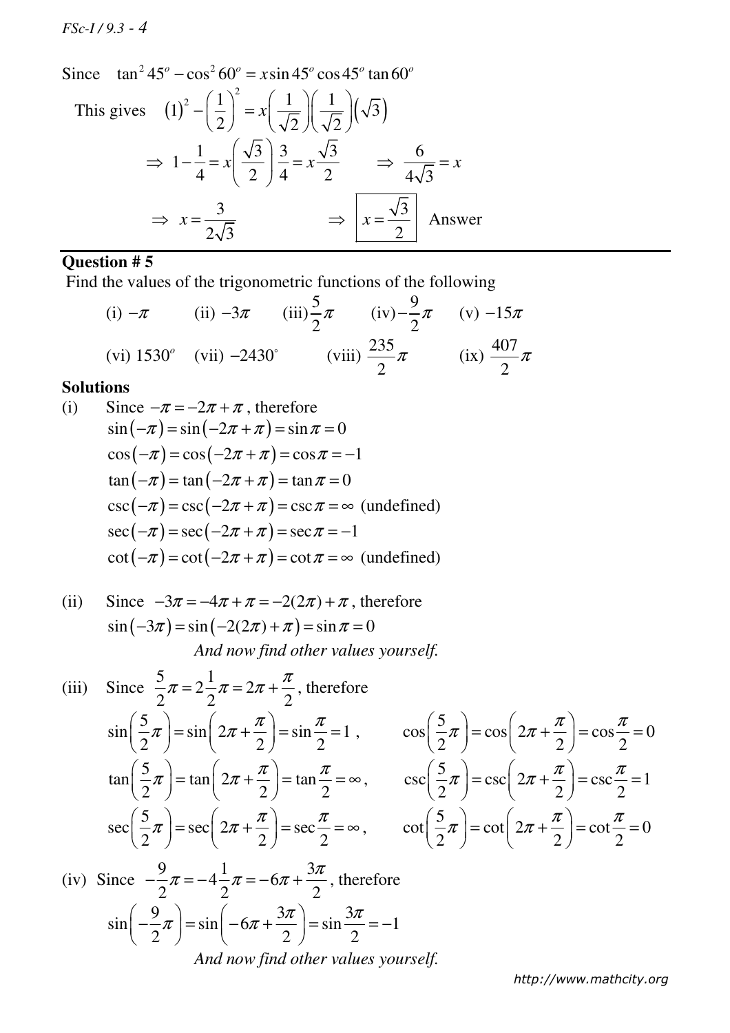Since $\tan^2 45^o - \cos^2 60^o = x \sin 45^o \cos 45^o \tan 60^o$

This gives $(1)^2 - \left(\dfrac{1}{2}\right)^2 = x\left(\dfrac{1}{\sqrt{2}}\right)\left(\dfrac{1}{\sqrt{2}}\right)\left(\sqrt{3}\right)$

$$\Rightarrow 1 - \frac{1}{4} = x\left(\frac{\sqrt{3}}{2}\right) \frac{3}{4} = x\frac{\sqrt{3}}{2} \qquad \Rightarrow \frac{6}{4\sqrt{3}} = x$$

$$\Rightarrow x = \frac{3}{2\sqrt{3}} \qquad \Rightarrow \boxed{x = \frac{\sqrt{3}}{2}} \text{ Answer}$$

---

**Question # 5**

Find the values of the trigonometric functions of the following

(i) $-\pi$ (ii) $-3\pi$ (iii) $\dfrac{5}{2}\pi$ (iv) $-\dfrac{9}{2}\pi$ (v) $-15\pi$

(vi) $1530^o$ (vii) $-2430^\circ$ (viii) $\dfrac{235}{2}\pi$ (ix) $\dfrac{407}{2}\pi$

**Solutions**

(i) Since $-\pi = -2\pi + \pi$, therefore

$\sin(-\pi) = \sin(-2\pi + \pi) = \sin\pi = 0$

$\cos(-\pi) = \cos(-2\pi + \pi) = \cos\pi = -1$

$\tan(-\pi) = \tan(-2\pi + \pi) = \tan\pi = 0$

$\csc(-\pi) = \csc(-2\pi + \pi) = \csc\pi = \infty$ (undefined)

$\sec(-\pi) = \sec(-2\pi + \pi) = \sec\pi = -1$

$\cot(-\pi) = \cot(-2\pi + \pi) = \cot\pi = \infty$ (undefined)

(ii) Since $-3\pi = -4\pi + \pi = -2(2\pi) + \pi$, therefore

$\sin(-3\pi) = \sin(-2(2\pi) + \pi) = \sin\pi = 0$

*And now find other values yourself.*

(iii) Since $\dfrac{5}{2}\pi = 2\dfrac{1}{2}\pi = 2\pi + \dfrac{\pi}{2}$, therefore

$\sin\left(\dfrac{5}{2}\pi\right) = \sin\left(2\pi + \dfrac{\pi}{2}\right) = \sin\dfrac{\pi}{2} = 1$, $\qquad \cos\left(\dfrac{5}{2}\pi\right) = \cos\left(2\pi + \dfrac{\pi}{2}\right) = \cos\dfrac{\pi}{2} = 0$

$\tan\left(\dfrac{5}{2}\pi\right) = \tan\left(2\pi + \dfrac{\pi}{2}\right) = \tan\dfrac{\pi}{2} = \infty$, $\qquad \csc\left(\dfrac{5}{2}\pi\right) = \csc\left(2\pi + \dfrac{\pi}{2}\right) = \csc\dfrac{\pi}{2} = 1$

$\sec\left(\dfrac{5}{2}\pi\right) = \sec\left(2\pi + \dfrac{\pi}{2}\right) = \sec\dfrac{\pi}{2} = \infty$, $\qquad \cot\left(\dfrac{5}{2}\pi\right) = \cot\left(2\pi + \dfrac{\pi}{2}\right) = \cot\dfrac{\pi}{2} = 0$

(iv) Since $-\dfrac{9}{2}\pi = -4\dfrac{1}{2}\pi = -6\pi + \dfrac{3\pi}{2}$, therefore

$\sin\left(-\dfrac{9}{2}\pi\right) = \sin\left(-6\pi + \dfrac{3\pi}{2}\right) = \sin\dfrac{3\pi}{2} = -1$

*And now find other values yourself.*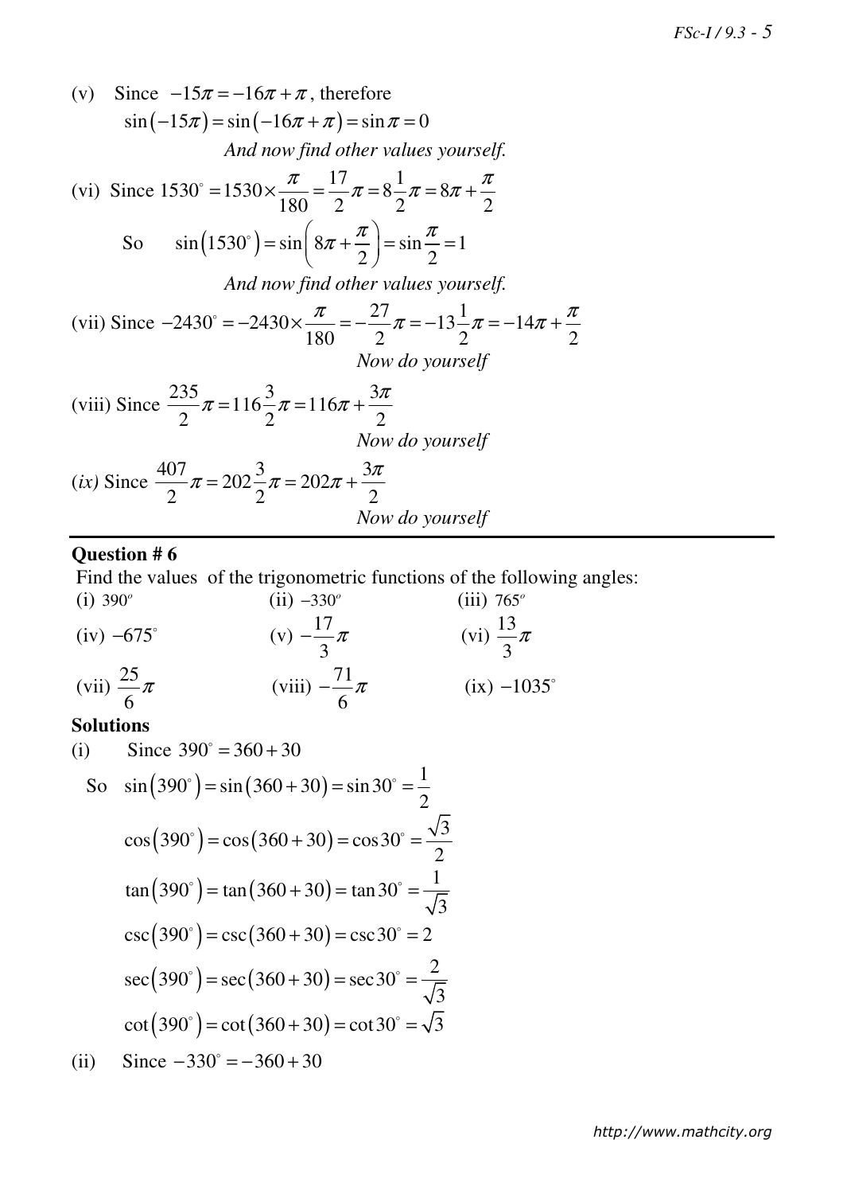(v) Since $-15\pi = -16\pi + \pi$, therefore

$$\sin(-15\pi) = \sin(-16\pi + \pi) = \sin\pi = 0$$

*And now find other values yourself.*

(vi) Since $1530^\circ = 1530 \times \dfrac{\pi}{180} = \dfrac{17}{2}\pi = 8\dfrac{1}{2}\pi = 8\pi + \dfrac{\pi}{2}$

So $\quad \sin(1530^\circ) = \sin\left(8\pi + \dfrac{\pi}{2}\right) = \sin\dfrac{\pi}{2} = 1$

*And now find other values yourself.*

(vii) Since $-2430^\circ = -2430 \times \dfrac{\pi}{180} = -\dfrac{27}{2}\pi = -13\dfrac{1}{2}\pi = -14\pi + \dfrac{\pi}{2}$

*Now do yourself*

(viii) Since $\dfrac{235}{2}\pi = 116\dfrac{3}{2}\pi = 116\pi + \dfrac{3\pi}{2}$

*Now do yourself*

*(ix)* Since $\dfrac{407}{2}\pi = 202\dfrac{3}{2}\pi = 202\pi + \dfrac{3\pi}{2}$

*Now do yourself*

---

**Question # 6**

Find the values of the trigonometric functions of the following angles:

(i) $390^o$ (ii) $-330^o$ (iii) $765^o$

(iv) $-675^\circ$ (v) $-\dfrac{17}{3}\pi$ (vi) $\dfrac{13}{3}\pi$

(vii) $\dfrac{25}{6}\pi$ (viii) $-\dfrac{71}{6}\pi$ (ix) $-1035^\circ$

**Solutions**

(i) Since $390^\circ = 360 + 30$

So $\quad \sin(390^\circ) = \sin(360 + 30) = \sin 30^\circ = \dfrac{1}{2}$

$$\cos(390^\circ) = \cos(360 + 30) = \cos 30^\circ = \frac{\sqrt{3}}{2}$$

$$\tan(390^\circ) = \tan(360 + 30) = \tan 30^\circ = \frac{1}{\sqrt{3}}$$

$$\csc(390^\circ) = \csc(360 + 30) = \csc 30^\circ = 2$$

$$\sec(390^\circ) = \sec(360 + 30) = \sec 30^\circ = \frac{2}{\sqrt{3}}$$

$$\cot(390^\circ) = \cot(360 + 30) = \cot 30^\circ = \sqrt{3}$$

(ii) Since $-330^\circ = -360 + 30$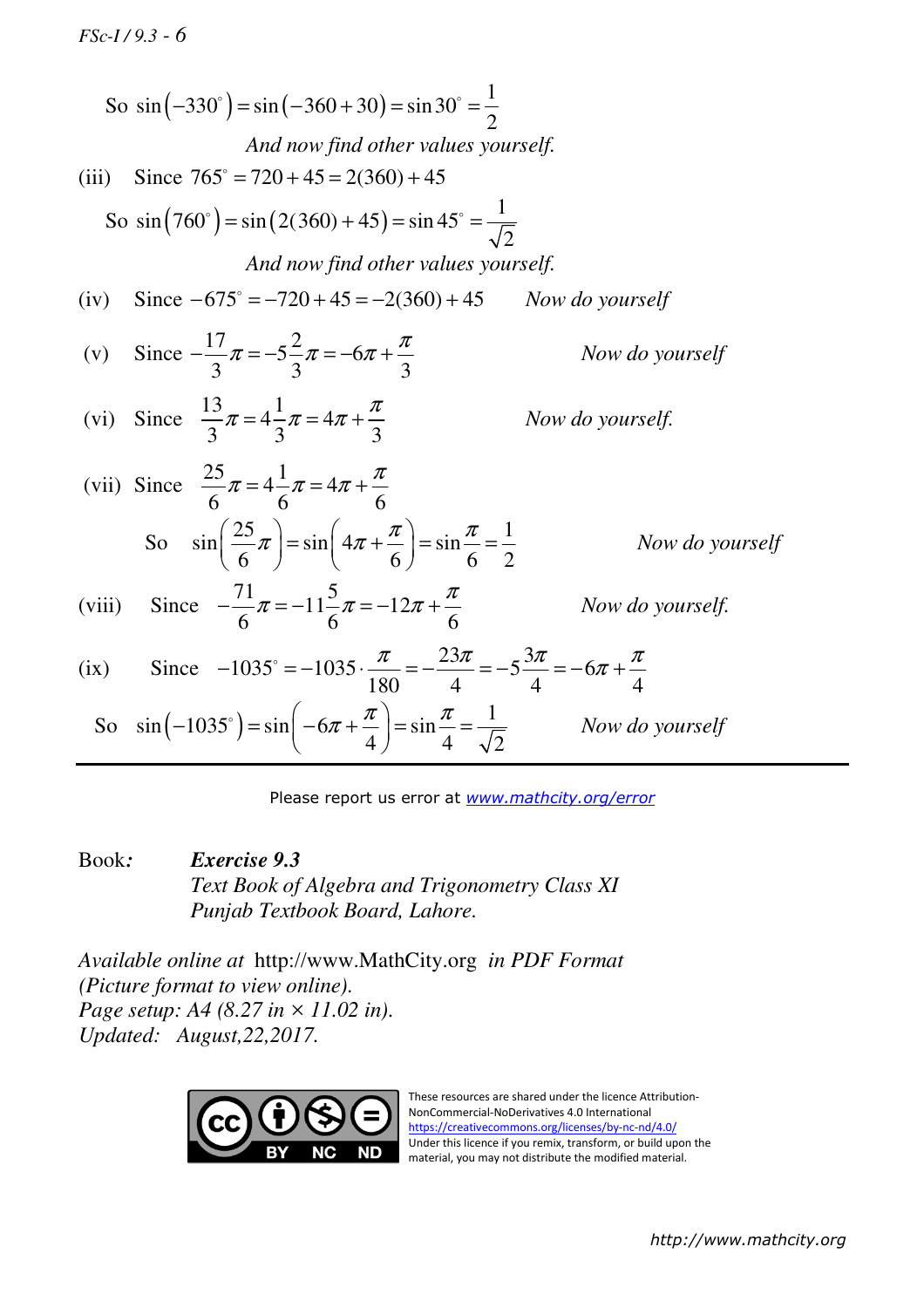So $\sin\left(-330^{\circ}\right)=\sin\left(-360+30\right)=\sin 30^{\circ}=\dfrac{1}{2}$

*And now find other values yourself.*

(iii) Since $765^{\circ}=720+45=2(360)+45$

So $\sin\left(760^{\circ}\right)=\sin\left(2(360)+45\right)=\sin 45^{\circ}=\dfrac{1}{\sqrt{2}}$

*And now find other values yourself.*

(iv) Since $-675^{\circ}=-720+45=-2(360)+45$ *Now do yourself*

(v) Since $-\dfrac{17}{3}\pi=-5\dfrac{2}{3}\pi=-6\pi+\dfrac{\pi}{3}$ *Now do yourself*

(vi) Since $\dfrac{13}{3}\pi=4\dfrac{1}{3}\pi=4\pi+\dfrac{\pi}{3}$ *Now do yourself.*

(vii) Since $\dfrac{25}{6}\pi=4\dfrac{1}{6}\pi=4\pi+\dfrac{\pi}{6}$

So $\sin\left(\dfrac{25}{6}\pi\right)=\sin\left(4\pi+\dfrac{\pi}{6}\right)=\sin\dfrac{\pi}{6}=\dfrac{1}{2}$ *Now do yourself*

(viii) Since $-\dfrac{71}{6}\pi=-11\dfrac{5}{6}\pi=-12\pi+\dfrac{\pi}{6}$ *Now do yourself.*

(ix) Since $-1035^{\circ}=-1035\cdot\dfrac{\pi}{180}=-\dfrac{23\pi}{4}=-5\dfrac{3\pi}{4}=-6\pi+\dfrac{\pi}{4}$

So $\sin\left(-1035^{\circ}\right)=\sin\left(-6\pi+\dfrac{\pi}{4}\right)=\sin\dfrac{\pi}{4}=\dfrac{1}{\sqrt{2}}$ *Now do yourself*

---

Please report us error at *www.mathcity.org/error*

Book*:* ***Exercise 9.3***
*Text Book of Algebra and Trigonometry Class XI*
*Punjab Textbook Board, Lahore.*

*Available online at* http://www.MathCity.org *in PDF Format*
*(Picture format to view online).*
*Page setup: A4 (8.27 in × 11.02 in).*
*Updated: August,22,2017.*

These resources are shared under the licence Attribution-NonCommercial-NoDerivatives 4.0 International https://creativecommons.org/licenses/by-nc-nd/4.0/ Under this licence if you remix, transform, or build upon the material, you may not distribute the modified material.